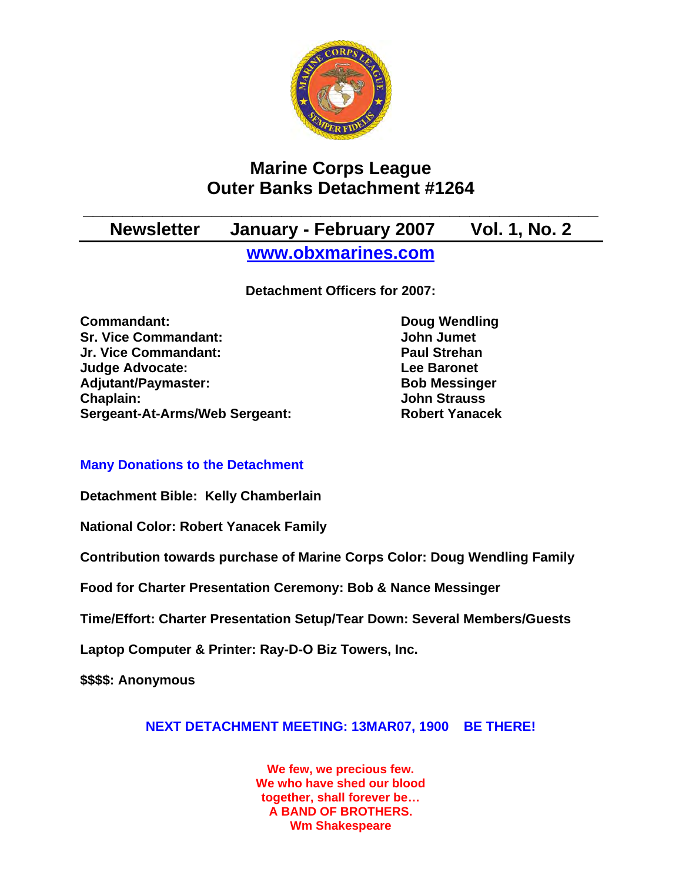# Marine Corps League
# Outer Banks Detachment #1264

## Newsletter January - February 2007 Vol. 1, No. 2

[www.obxmarines.com](http://www.obxmarines.com)

**Detachment Officers for 2007:**

| | |
|---|---|
| **Commandant:** | **Doug Wendling** |
| **Sr. Vice Commandant:** | **John Jumet** |
| **Jr. Vice Commandant:** | **Paul Strehan** |
| **Judge Advocate:** | **Lee Baronet** |
| **Adjutant/Paymaster:** | **Bob Messinger** |
| **Chaplain:** | **John Strauss** |
| **Sergeant-At-Arms/Web Sergeant:** | **Robert Yanacek** |

### Many Donations to the Detachment

**Detachment Bible: Kelly Chamberlain**

**National Color: Robert Yanacek Family**

**Contribution towards purchase of Marine Corps Color: Doug Wendling Family**

**Food for Charter Presentation Ceremony: Bob & Nance Messinger**

**Time/Effort: Charter Presentation Setup/Tear Down: Several Members/Guests**

**Laptop Computer & Printer: Ray-D-O Biz Towers, Inc.**

**$$$$: Anonymous**

**NEXT DETACHMENT MEETING: 13MAR07, 1900 BE THERE!**

**We few, we precious few.**
**We who have shed our blood**
**together, shall forever be…**
**A BAND OF BROTHERS.**
**Wm Shakespeare**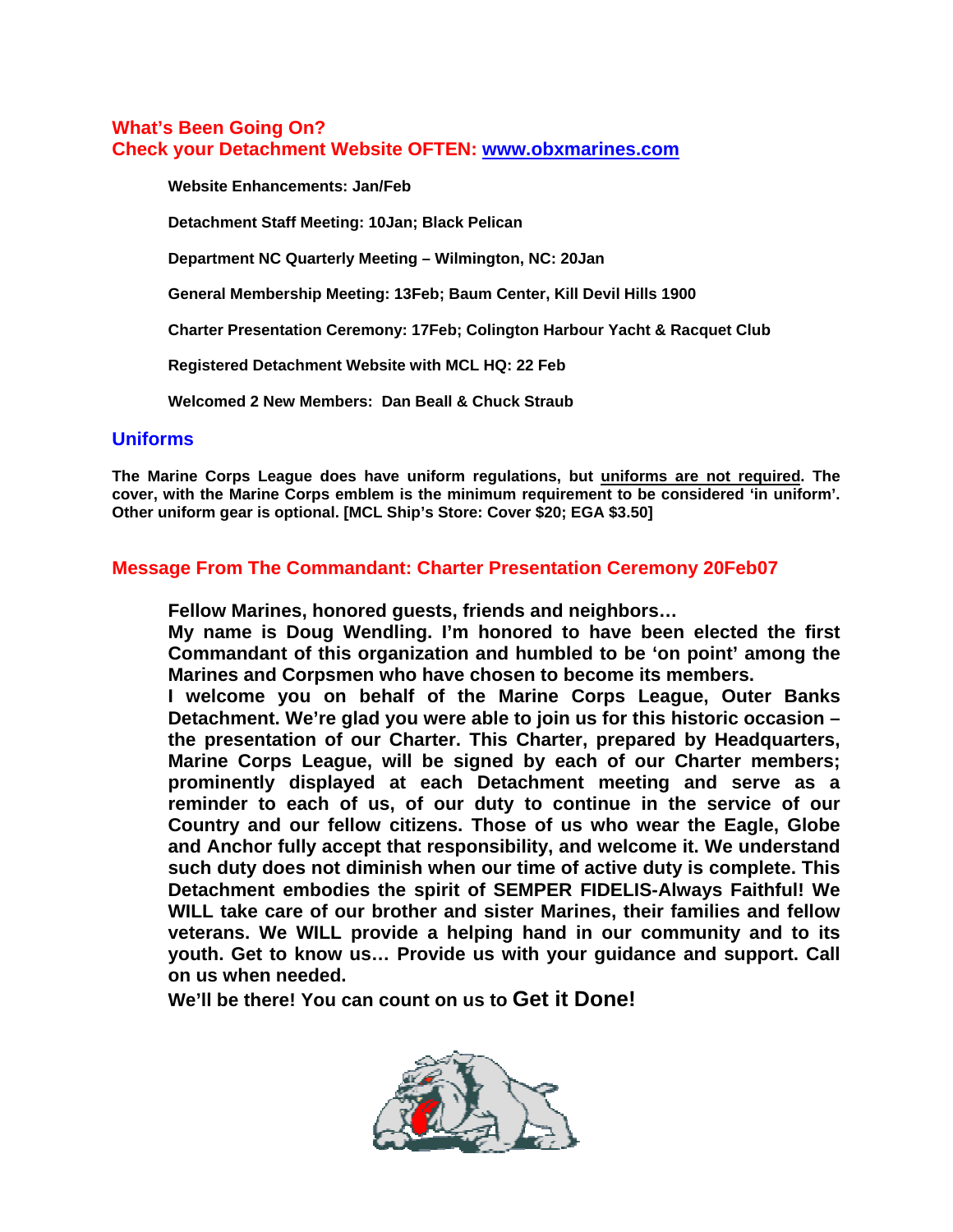## What's Been Going On?
## Check your Detachment Website OFTEN: [www.obxmarines.com](http://www.obxmarines.com)

**Website Enhancements: Jan/Feb**

**Detachment Staff Meeting: 10Jan; Black Pelican**

**Department NC Quarterly Meeting – Wilmington, NC: 20Jan**

**General Membership Meeting: 13Feb; Baum Center, Kill Devil Hills 1900**

**Charter Presentation Ceremony: 17Feb; Colington Harbour Yacht & Racquet Club**

**Registered Detachment Website with MCL HQ: 22 Feb**

**Welcomed 2 New Members: Dan Beall & Chuck Straub**

## Uniforms

**The Marine Corps League does have uniform regulations, but uniforms are not required. The cover, with the Marine Corps emblem is the minimum requirement to be considered 'in uniform'. Other uniform gear is optional. [MCL Ship's Store: Cover $20; EGA $3.50]**

## Message From The Commandant: Charter Presentation Ceremony 20Feb07

**Fellow Marines, honored guests, friends and neighbors…**
**My name is Doug Wendling. I'm honored to have been elected the first Commandant of this organization and humbled to be 'on point' among the Marines and Corpsmen who have chosen to become its members.**
**I welcome you on behalf of the Marine Corps League, Outer Banks Detachment. We're glad you were able to join us for this historic occasion – the presentation of our Charter. This Charter, prepared by Headquarters, Marine Corps League, will be signed by each of our Charter members; prominently displayed at each Detachment meeting and serve as a reminder to each of us, of our duty to continue in the service of our Country and our fellow citizens. Those of us who wear the Eagle, Globe and Anchor fully accept that responsibility, and welcome it. We understand such duty does not diminish when our time of active duty is complete. This Detachment embodies the spirit of SEMPER FIDELIS-Always Faithful! We WILL take care of our brother and sister Marines, their families and fellow veterans. We WILL provide a helping hand in our community and to its youth. Get to know us… Provide us with your guidance and support. Call on us when needed.**
**We'll be there! You can count on us to Get it Done!**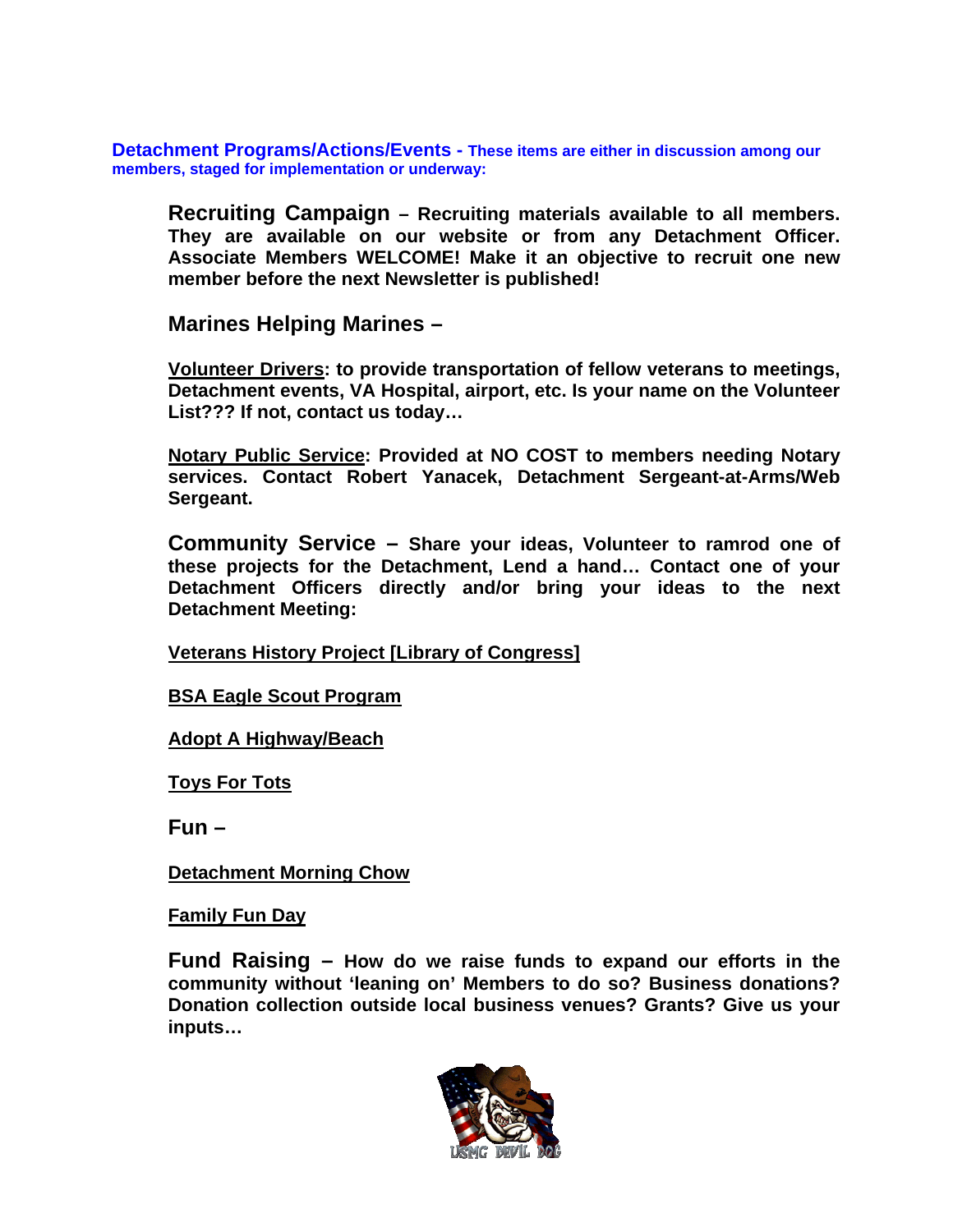**Detachment Programs/Actions/Events - These items are either in discussion among our members, staged for implementation or underway:**

**Recruiting Campaign – Recruiting materials available to all members. They are available on our website or from any Detachment Officer. Associate Members WELCOME! Make it an objective to recruit one new member before the next Newsletter is published!**

**Marines Helping Marines –**

**Volunteer Drivers: to provide transportation of fellow veterans to meetings, Detachment events, VA Hospital, airport, etc. Is your name on the Volunteer List??? If not, contact us today…**

**Notary Public Service: Provided at NO COST to members needing Notary services. Contact Robert Yanacek, Detachment Sergeant-at-Arms/Web Sergeant.**

**Community Service – Share your ideas, Volunteer to ramrod one of these projects for the Detachment, Lend a hand… Contact one of your Detachment Officers directly and/or bring your ideas to the next Detachment Meeting:**

**Veterans History Project [Library of Congress]**

**BSA Eagle Scout Program**

**Adopt A Highway/Beach**

**Toys For Tots**

**Fun –**

**Detachment Morning Chow**

**Family Fun Day**

**Fund Raising – How do we raise funds to expand our efforts in the community without 'leaning on' Members to do so? Business donations? Donation collection outside local business venues? Grants? Give us your inputs…**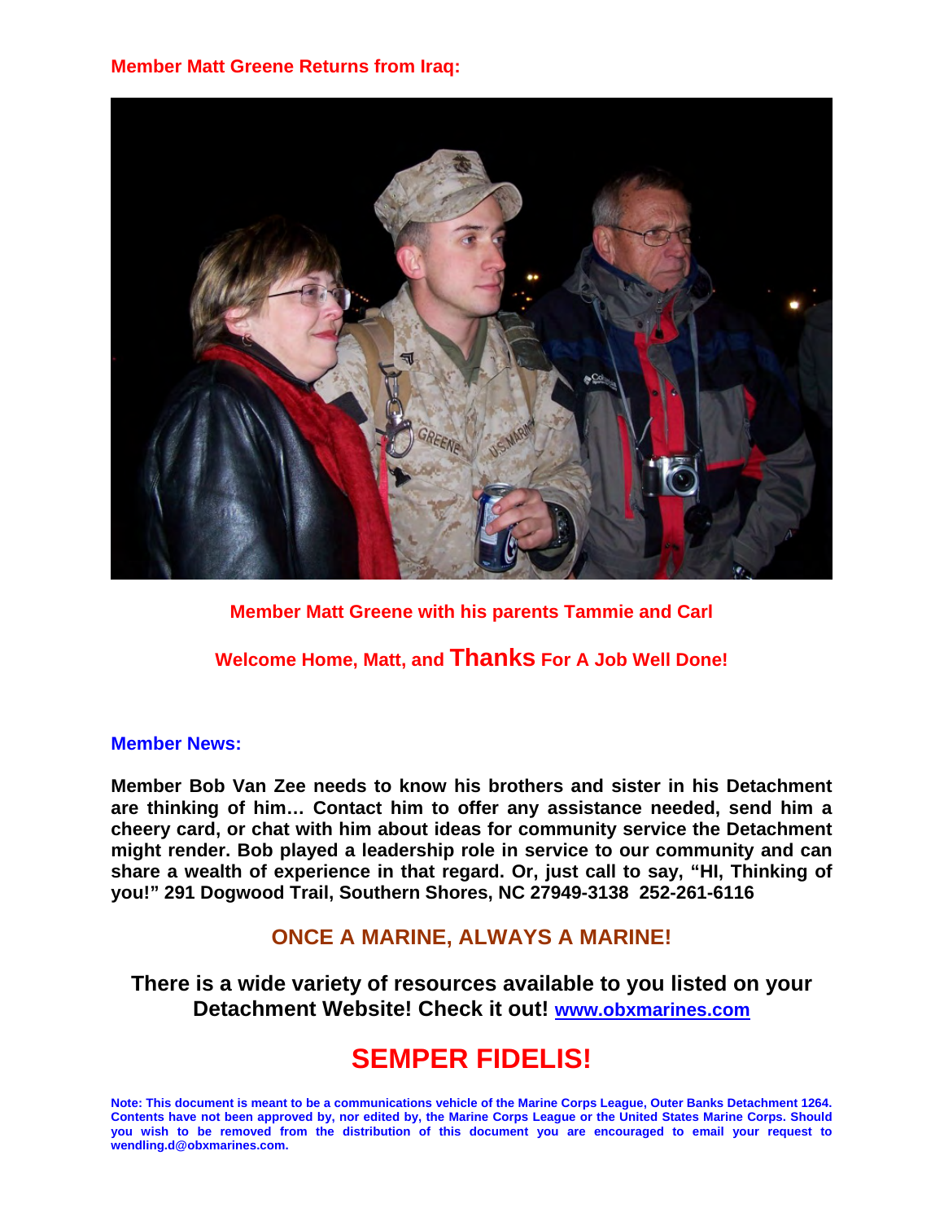**Member Matt Greene Returns from Iraq:**

**Member Matt Greene with his parents Tammie and Carl**

**Welcome Home, Matt, and Thanks For A Job Well Done!**

## Member News:

**Member Bob Van Zee needs to know his brothers and sister in his Detachment are thinking of him… Contact him to offer any assistance needed, send him a cheery card, or chat with him about ideas for community service the Detachment might render. Bob played a leadership role in service to our community and can share a wealth of experience in that regard. Or, just call to say, "HI, Thinking of you!" 291 Dogwood Trail, Southern Shores, NC 27949-3138 252-261-6116**

### ONCE A MARINE, ALWAYS A MARINE!

**There is a wide variety of resources available to you listed on your Detachment Website! Check it out! [www.obxmarines.com](www.obxmarines.com)**

# SEMPER FIDELIS!

**Note: This document is meant to be a communications vehicle of the Marine Corps League, Outer Banks Detachment 1264. Contents have not been approved by, nor edited by, the Marine Corps League or the United States Marine Corps. Should you wish to be removed from the distribution of this document you are encouraged to email your request to wendling.d@obxmarines.com.**